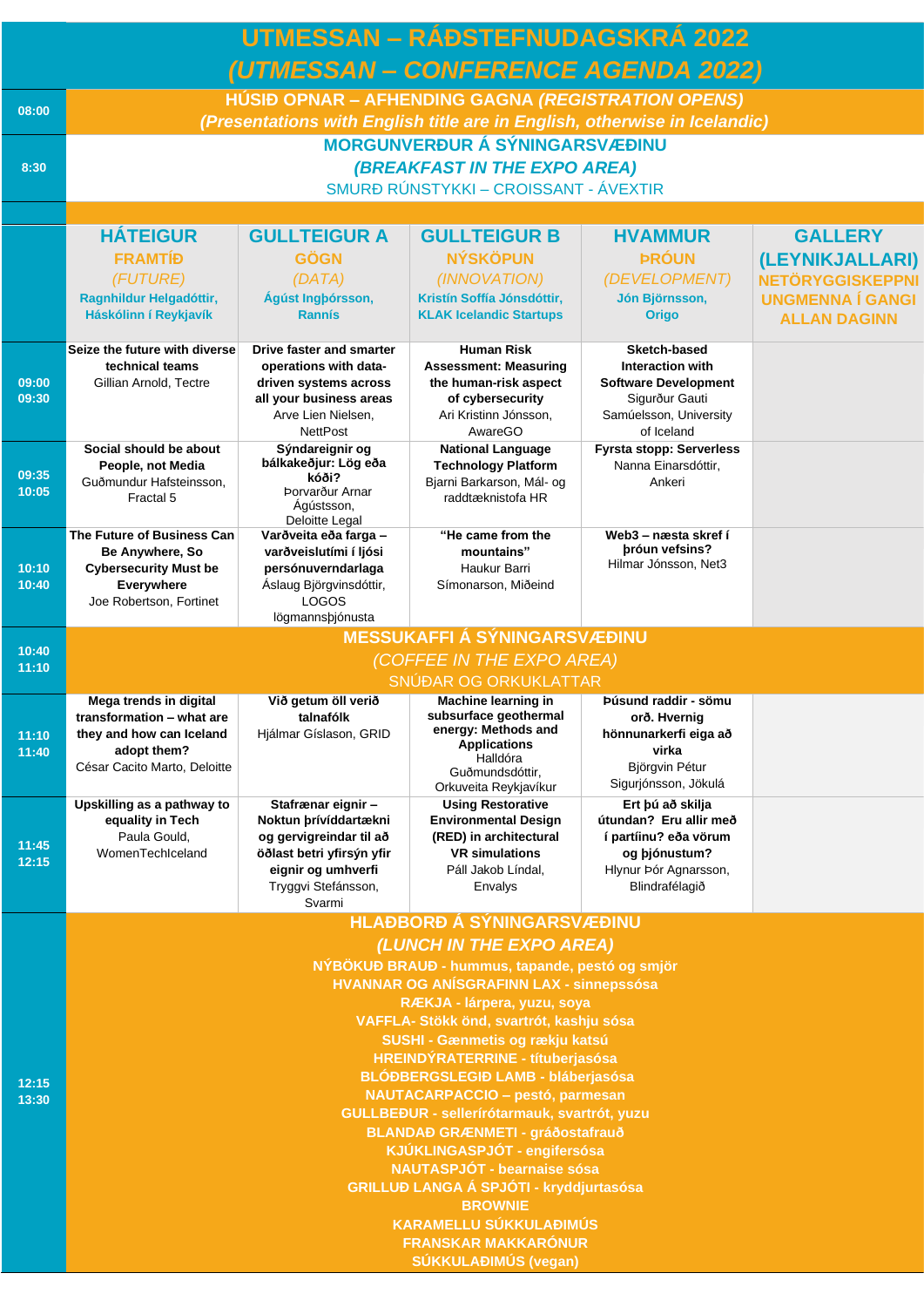# UTMESSAN – RÁÐSTEFNUDAGSKRÁ 2022

## *(UTMESSAN – CONFERENCE AGENDA 2022)*

| Tími | Háteigur | Gullteigur A | Gullteigur B | Hvammur | Gallery |
|---|---|---|---|---|---|
| 08:00 | **HÚSIÐ OPNAR – AFHENDING GAGNA *(REGISTRATION OPENS)*** *(Presentations with English title are in English, otherwise in Icelandic)* | | | | |
| 8:30 | **MORGUNVERÐUR Á SÝNINGARSVÆÐINU** *(BREAKFAST IN THE EXPO AREA)* SMURÐ RÚNSTYKKI – CROISSANT - ÁVEXTIR | | | | |
| | **HÁTEIGUR** FRAMTÍÐ *(FUTURE)* Ragnhildur Helgadóttir, Háskólinn í Reykjavík | **GULLTEIGUR A** GÖGN *(DATA)* Ágúst Ingþórsson, Rannís | **GULLTEIGUR B** NÝSKÖPUN *(INNOVATION)* Kristín Soffía Jónsdóttir, KLAK Icelandic Startups | **HVAMMUR** ÞRÓUN *(DEVELOPMENT)* Jón Björnsson, Origo | **GALLERY (LEYNIKJALLARI)** NETÖRYGGISKEPPNI UNGMENNA Í GANGI ALLAN DAGINN |
| 09:00 09:30 | **Seize the future with diverse technical teams** Gillian Arnold, Tectre | **Drive faster and smarter operations with data-driven systems across all your business areas** Arve Lien Nielsen, NettPost | **Human Risk Assessment: Measuring the human-risk aspect of cybersecurity** Ari Kristinn Jónsson, AwareGO | **Sketch-based Interaction with Software Development** Sigurður Gauti Samúelsson, University of Iceland | |
| 09:35 10:05 | **Social should be about People, not Media** Guðmundur Hafsteinsson, Fractal 5 | **Sýndareignir og bálkakeðjur: Lög eða kóði?** Þorvarður Arnar Ágústsson, Deloitte Legal | **National Language Technology Platform** Bjarni Barkarson, Mál- og raddtæknistofa HR | **Fyrsta stopp: Serverless** Nanna Einarsdóttir, Ankeri | |
| 10:10 10:40 | **The Future of Business Can Be Anywhere, So Cybersecurity Must be Everywhere** Joe Robertson, Fortinet | **Varðveita eða farga – varðveislutími í ljósi persónuverndarlaga** Áslaug Björgvinsdóttir, LOGOS lögmannsþjónusta | **"He came from the mountains"** Haukur Barri Símonarson, Miðeind | **Web3 – næsta skref í þróun vefsins?** Hilmar Jónsson, Net3 | |
| 10:40 11:10 | **MESSUKAFFI Á SÝNINGARSVÆÐINU** *(COFFEE IN THE EXPO AREA)* SNÚÐAR OG ORKUKLATTAR | | | | |
| 11:10 11:40 | **Mega trends in digital transformation – what are they and how can Iceland adopt them?** César Cacito Marto, Deloitte | **Við getum öll verið talnafólk** Hjálmar Gíslason, GRID | **Machine learning in subsurface geothermal energy: Methods and Applications** Halldóra Guðmundsdóttir, Orkuveita Reykjavíkur | **Þúsund raddir - sömu orð. Hvernig hönnunarkerfi eiga að virka** Björgvin Pétur Sigurjónsson, Jökulá | |
| 11:45 12:15 | **Upskilling as a pathway to equality in Tech** Paula Gould, WomenTechIceland | **Stafrænar eignir – Noktun þrívíddartækni og gervigreindar til að öðlast betri yfirsýn yfir eignir og umhverfi** Tryggvi Stefánsson, Svarmi | **Using Restorative Environmental Design (RED) in architectural VR simulations** Páll Jakob Líndal, Envalys | **Ert þú að skilja útundan? Eru allir með í partíinu? eða vörum og þjónustum?** Hlynur Þór Agnarsson, Blindrafélagið | |
| 12:15 13:30 | **HLAÐBORÐ Á SÝNINGARSVÆÐINU** *(LUNCH IN THE EXPO AREA)* NÝBÖKUÐ BRAUÐ - hummus, tapande, pestó og smjör; HVANNAR OG ANÍSGRAFINN LAX - sinnepssósa; RÆKJA - lárpera, yuzu, soya; VAFFLA- Stökk önd, svartrót, kashju sósa; SUSHI - Gænmetis og rækju katsú; HREINDÝRATERRINE - títuberjasósa; BLÓÐBERGSLEGIÐ LAMB - bláberjasósa; NAUTACARPACCIO – pestó, parmesan; GULLBEÐUR - sellerírótarmauk, svartrót, yuzu; BLANDAÐ GRÆNMETI - gráðostafrauð; KJÚKLINGASPJÓT - engifersósa; NAUTASPJÓT - bearnaise sósa; GRILLUÐ LANGA Á SPJÓTI - kryddjurtasósa; BROWNIE; KARAMELLU SÚKKULAÐIMÚS; FRANSKAR MAKKARÓNUR; SÚKKULAÐIMÚS (vegan) | | | | |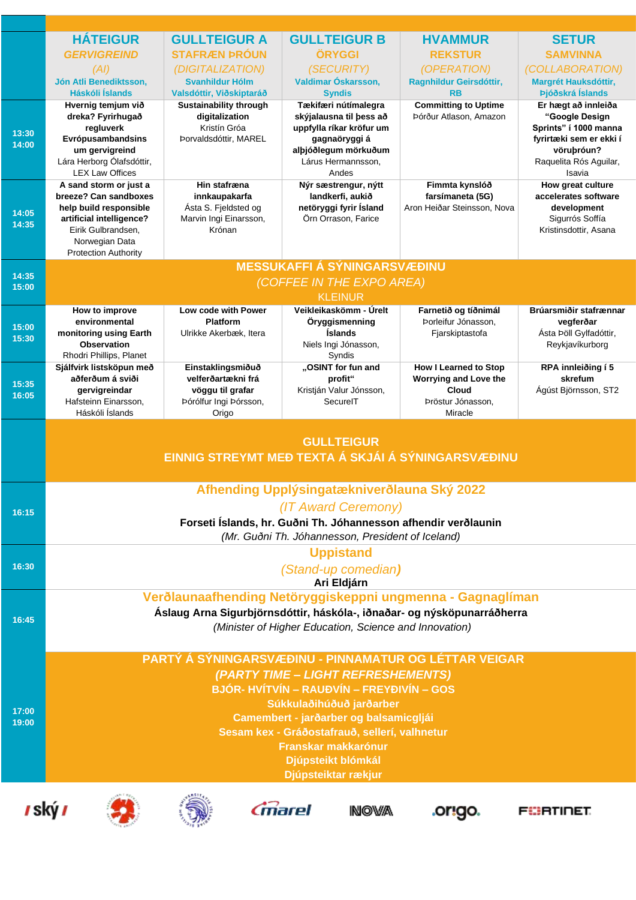| | HÁTEIGUR<br>GERVIGREIND<br>(AI)<br>Jón Atli Benediktsson, Háskóli Íslands | GULLTEIGUR A<br>STAFRÆN ÞRÓUN<br>(DIGITALIZATION)<br>Svanhildur Hólm Valsdóttir, Viðskiptaráð | GULLTEIGUR B<br>ÖRYGGI<br>(SECURITY)<br>Valdimar Óskarsson, Syndis | HVAMMUR<br>REKSTUR<br>(OPERATION)<br>Ragnhildur Geirsdóttir, RB | SETUR<br>SAMVINNA<br>(COLLABORATION)<br>Margrét Hauksdóttir, Þjóðskrá Íslands |
|---|---|---|---|---|---|
| 13:30<br>14:00 | **Hvernig temjum við dreka? Fyrirhugað regluverk Evrópusambandsins um gervigreind**<br>Lára Herborg Ólafsdóttir, LEX Law Offices | **Sustainability through digitalization**<br>Kristín Gróa Þorvaldsdóttir, MAREL | **Tækifæri nútímalegra skýjalausna til þess að uppfylla ríkar kröfur um gagnaöryggi á alþjóðlegum mörkuðum**<br>Lárus Hermannsson, Andes | **Committing to Uptime**<br>Þórður Atlason, Amazon | **Er hægt að innleiða "Google Design Sprints" í 1000 manna fyrirtæki sem er ekki í vöruþróun?**<br>Raquelita Rós Aguilar, Isavia |
| 14:05<br>14:35 | **A sand storm or just a breeze? Can sandboxes help build responsible artificial intelligence?**<br>Eirik Gulbrandsen, Norwegian Data Protection Authority | **Hin stafræna innkaupakarfa**<br>Ásta S. Fjeldsted og Marvin Ingi Einarsson, Krónan | **Nýr sæstrengur, nýtt landkerfi, aukið netöryggi fyrir Ísland**<br>Örn Orrason, Farice | **Fimmta kynslóð farsímaneta (5G)**<br>Aron Heiðar Steinsson, Nova | **How great culture accelerates software development**<br>Sigurrós Soffía Kristinsdottir, Asana |
| 14:35<br>15:00 | **MESSUKAFFI Á SÝNINGARSVÆÐINU**<br>*(COFFEE IN THE EXPO AREA)*<br>KLEINUR | | | | |
| 15:00<br>15:30 | **How to improve environmental monitoring using Earth Observation**<br>Rhodri Phillips, Planet | **Low code with Power Platform**<br>Ulrikke Akerbæk, Itera | **Veikleikaskömm - Úrelt Öryggismenning Íslands**<br>Niels Ingi Jónasson, Syndis | **Farnetið og tíðnimál**<br>Þorleifur Jónasson, Fjarskiptastofa | **Brúarsmiðir stafrænnar vegferðar**<br>Ásta Þöll Gylfadóttir, Reykjavíkurborg |
| 15:35<br>16:05 | **Sjálfvirk listsköpun með aðferðum á sviði gervigreindar**<br>Hafsteinn Einarsson, Háskóli Íslands | **Einstaklingsmiðuð velferðartækni frá vöggu til grafar**<br>Þórólfur Ingi Þórsson, Origo | **„OSINT for fun and profit"**<br>Kristján Valur Jónsson, SecureIT | **How I Learned to Stop Worrying and Love the Cloud**<br>Þröstur Jónasson, Miracle | **RPA innleiðing í 5 skrefum**<br>Ágúst Björnsson, ST2 |

**GULLTEIGUR**
**EINNIG STREYMT MEÐ TEXTA Á SKJÁI Á SÝNINGARSVÆÐINU**

| | |
|---|---|
| 16:15 | **Afhending Upplýsingatækniverðlauna Ský 2022**<br>*(IT Award Ceremony)*<br>**Forseti Íslands, hr. Guðni Th. Jóhannesson afhendir verðlaunin**<br>*(Mr. Guðni Th. Jóhannesson, President of Iceland)* |
| 16:30 | **Uppistand**<br>*(Stand-up comedian)*<br>**Ari Eldjárn** |
| 16:45 | **Verðlaunaafhending Netöryggiskeppni ungmenna - Gagnaglíman**<br>**Áslaug Arna Sigurbjörnsdóttir, háskóla-, iðnaðar- og nýsköpunarráðherra**<br>*(Minister of Higher Education, Science and Innovation)* |
| 17:00<br>19:00 | **PARTÝ Á SÝNINGARSVÆÐINU - PINNAMATUR OG LÉTTAR VEIGAR**<br>***(PARTY TIME – LIGHT REFRESHEMENTS)***<br>**BJÓR- HVÍTVÍN – RAUÐVÍN – FREYÐIVÍN – GOS**<br>**Súkkulaðihúðuð jarðarber**<br>**Camembert - jarðarber og balsamicgljái**<br>**Sesam kex - Gráðostafrauð, sellerí, valhnetur**<br>**Franskar makkarónur**<br>**Djúpsteikt blómkál**<br>**Djúpsteiktar rækjur** |

ský marel NOVA origo FORTINET